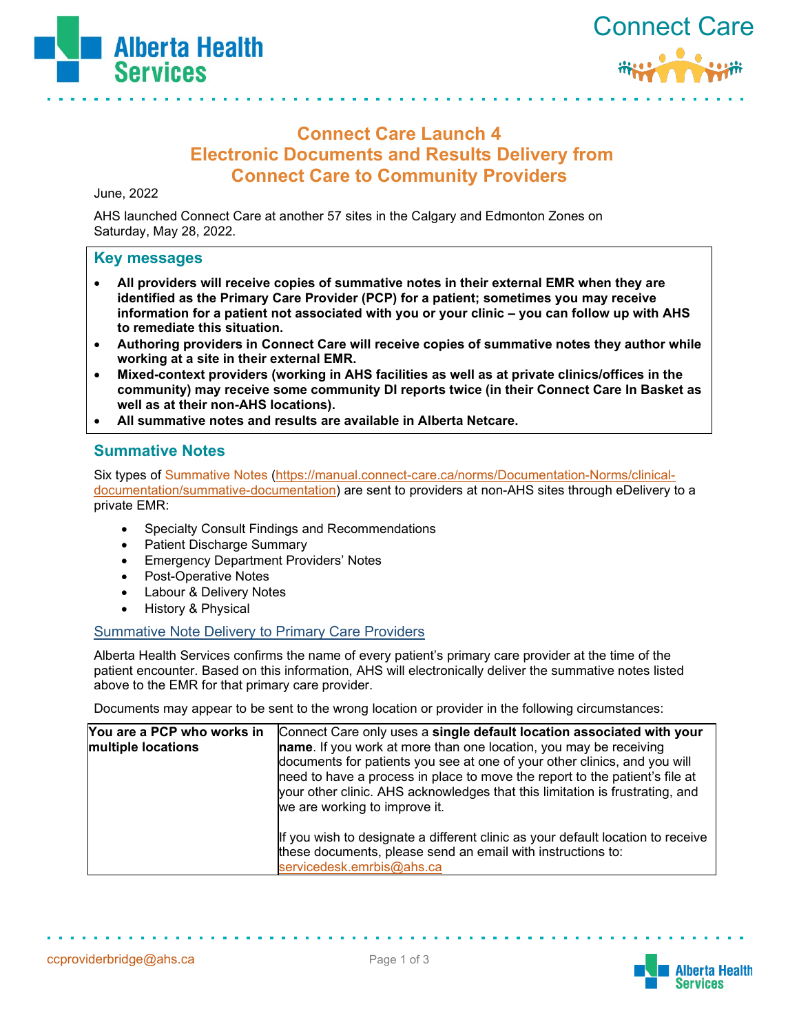# Connect Care Launch 4
# Electronic Documents and Results Delivery from Connect Care to Community Providers

June, 2022

AHS launched Connect Care at another 57 sites in the Calgary and Edmonton Zones on Saturday, May 28, 2022.

## Key messages

- **All providers will receive copies of summative notes in their external EMR when they are identified as the Primary Care Provider (PCP) for a patient; sometimes you may receive information for a patient not associated with you or your clinic – you can follow up with AHS to remediate this situation.**
- **Authoring providers in Connect Care will receive copies of summative notes they author while working at a site in their external EMR.**
- **Mixed-context providers (working in AHS facilities as well as at private clinics/offices in the community) may receive some community DI reports twice (in their Connect Care In Basket as well as at their non-AHS locations).**
- **All summative notes and results are available in Alberta Netcare.**

## Summative Notes

Six types of Summative Notes (https://manual.connect-care.ca/norms/Documentation-Norms/clinical-documentation/summative-documentation) are sent to providers at non-AHS sites through eDelivery to a private EMR:

- Specialty Consult Findings and Recommendations
- Patient Discharge Summary
- Emergency Department Providers' Notes
- Post-Operative Notes
- Labour & Delivery Notes
- History & Physical

### Summative Note Delivery to Primary Care Providers

Alberta Health Services confirms the name of every patient's primary care provider at the time of the patient encounter. Based on this information, AHS will electronically deliver the summative notes listed above to the EMR for that primary care provider.

Documents may appear to be sent to the wrong location or provider in the following circumstances:

| | |
|---|---|
| **You are a PCP who works in multiple locations** | Connect Care only uses a **single default location associated with your name**. If you work at more than one location, you may be receiving documents for patients you see at one of your other clinics, and you will need to have a process in place to move the report to the patient's file at your other clinic. AHS acknowledges that this limitation is frustrating, and we are working to improve it.<br><br>If you wish to designate a different clinic as your default location to receive these documents, please send an email with instructions to: servicedesk.emrbis@ahs.ca |

ccproviderbridge@ahs.ca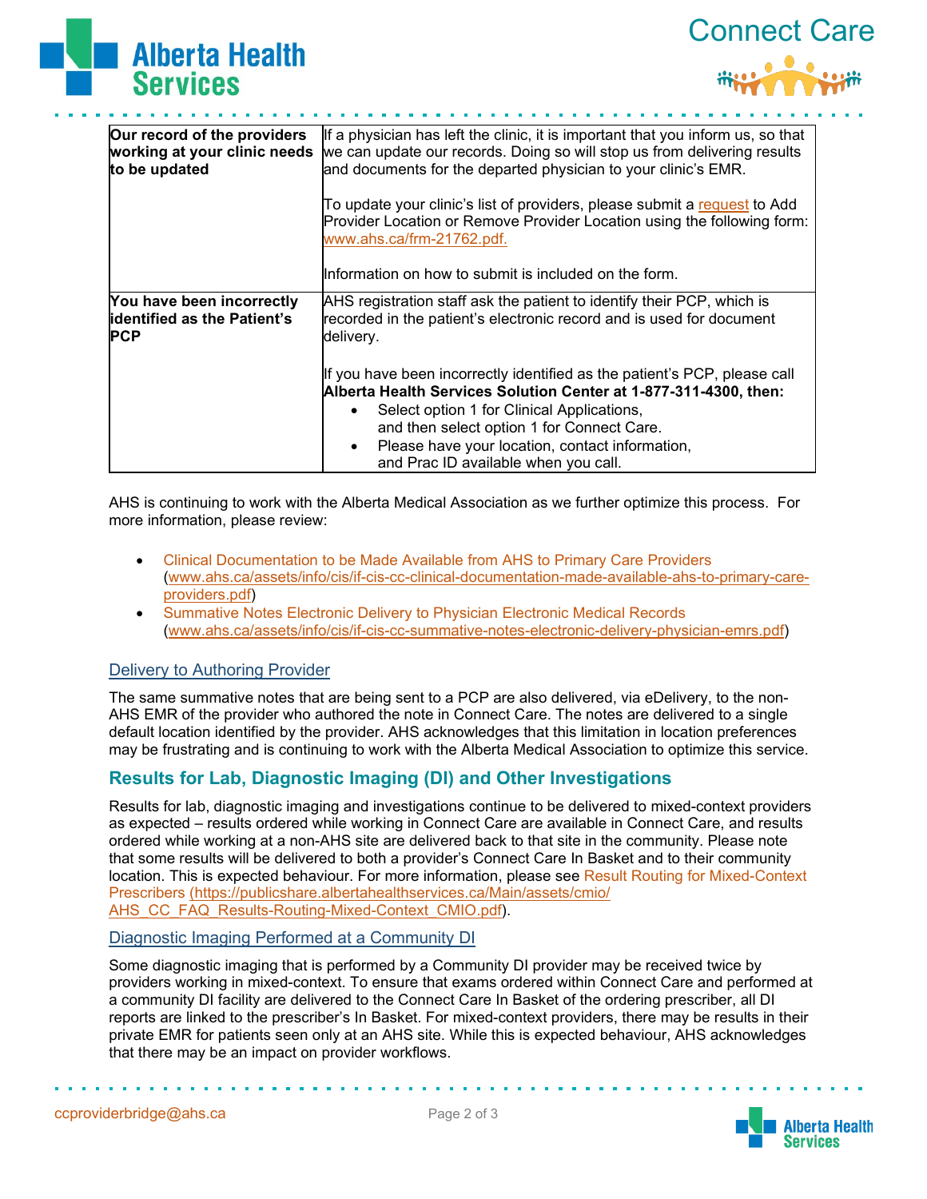| | |
|---|---|
| **Our record of the providers working at your clinic needs to be updated** | If a physician has left the clinic, it is important that you inform us, so that we can update our records. Doing so will stop us from delivering results and documents for the departed physician to your clinic's EMR.<br><br>To update your clinic's list of providers, please submit a request to Add Provider Location or Remove Provider Location using the following form: www.ahs.ca/frm-21762.pdf.<br><br>Information on how to submit is included on the form. |
| **You have been incorrectly identified as the Patient's PCP** | AHS registration staff ask the patient to identify their PCP, which is recorded in the patient's electronic record and is used for document delivery.<br><br>If you have been incorrectly identified as the patient's PCP, please call **Alberta Health Services Solution Center at 1-877-311-4300, then:**<br>• Select option 1 for Clinical Applications, and then select option 1 for Connect Care.<br>• Please have your location, contact information, and Prac ID available when you call. |

AHS is continuing to work with the Alberta Medical Association as we further optimize this process. For more information, please review:

- Clinical Documentation to be Made Available from AHS to Primary Care Providers (www.ahs.ca/assets/info/cis/if-cis-cc-clinical-documentation-made-available-ahs-to-primary-care-providers.pdf)
- Summative Notes Electronic Delivery to Physician Electronic Medical Records (www.ahs.ca/assets/info/cis/if-cis-cc-summative-notes-electronic-delivery-physician-emrs.pdf)

### Delivery to Authoring Provider

The same summative notes that are being sent to a PCP are also delivered, via eDelivery, to the non-AHS EMR of the provider who authored the note in Connect Care. The notes are delivered to a single default location identified by the provider. AHS acknowledges that this limitation in location preferences may be frustrating and is continuing to work with the Alberta Medical Association to optimize this service.

## Results for Lab, Diagnostic Imaging (DI) and Other Investigations

Results for lab, diagnostic imaging and investigations continue to be delivered to mixed-context providers as expected – results ordered while working in Connect Care are available in Connect Care, and results ordered while working at a non-AHS site are delivered back to that site in the community. Please note that some results will be delivered to both a provider's Connect Care In Basket and to their community location. This is expected behaviour. For more information, please see Result Routing for Mixed-Context Prescribers (https://publicshare.albertahealthservices.ca/Main/assets/cmio/AHS_CC_FAQ_Results-Routing-Mixed-Context_CMIO.pdf).

### Diagnostic Imaging Performed at a Community DI

Some diagnostic imaging that is performed by a Community DI provider may be received twice by providers working in mixed-context. To ensure that exams ordered within Connect Care and performed at a community DI facility are delivered to the Connect Care In Basket of the ordering prescriber, all DI reports are linked to the prescriber's In Basket. For mixed-context providers, there may be results in their private EMR for patients seen only at an AHS site. While this is expected behaviour, AHS acknowledges that there may be an impact on provider workflows.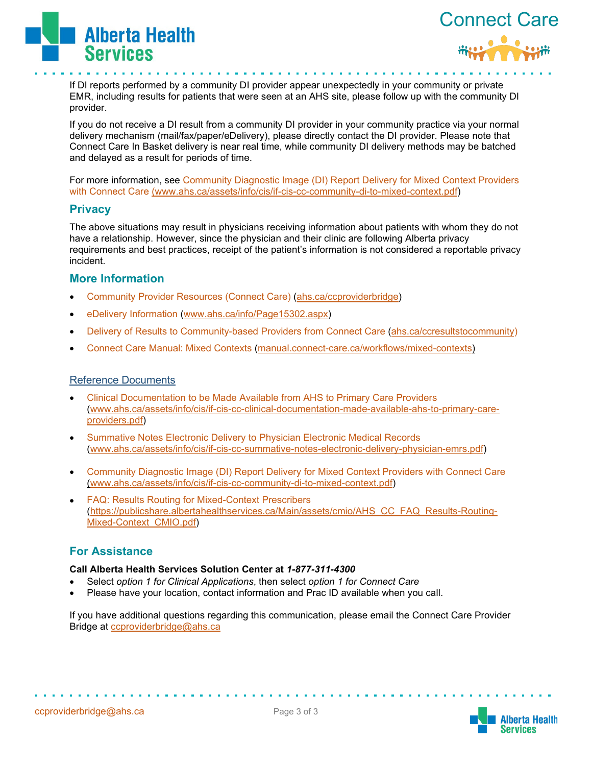If DI reports performed by a community DI provider appear unexpectedly in your community or private EMR, including results for patients that were seen at an AHS site, please follow up with the community DI provider.

If you do not receive a DI result from a community DI provider in your community practice via your normal delivery mechanism (mail/fax/paper/eDelivery), please directly contact the DI provider. Please note that Connect Care In Basket delivery is near real time, while community DI delivery methods may be batched and delayed as a result for periods of time.

For more information, see Community Diagnostic Image (DI) Report Delivery for Mixed Context Providers with Connect Care (www.ahs.ca/assets/info/cis/if-cis-cc-community-di-to-mixed-context.pdf)

## Privacy

The above situations may result in physicians receiving information about patients with whom they do not have a relationship. However, since the physician and their clinic are following Alberta privacy requirements and best practices, receipt of the patient's information is not considered a reportable privacy incident.

## More Information

- Community Provider Resources (Connect Care) (ahs.ca/ccproviderbridge)
- eDelivery Information (www.ahs.ca/info/Page15302.aspx)
- Delivery of Results to Community-based Providers from Connect Care (ahs.ca/ccresultstocommunity)
- Connect Care Manual: Mixed Contexts (manual.connect-care.ca/workflows/mixed-contexts)

### Reference Documents

- Clinical Documentation to be Made Available from AHS to Primary Care Providers (www.ahs.ca/assets/info/cis/if-cis-cc-clinical-documentation-made-available-ahs-to-primary-care-providers.pdf)
- Summative Notes Electronic Delivery to Physician Electronic Medical Records (www.ahs.ca/assets/info/cis/if-cis-cc-summative-notes-electronic-delivery-physician-emrs.pdf)
- Community Diagnostic Image (DI) Report Delivery for Mixed Context Providers with Connect Care (www.ahs.ca/assets/info/cis/if-cis-cc-community-di-to-mixed-context.pdf)
- FAQ: Results Routing for Mixed-Context Prescribers (https://publicshare.albertahealthservices.ca/Main/assets/cmio/AHS_CC_FAQ_Results-Routing-Mixed-Context_CMIO.pdf)

## For Assistance

**Call Alberta Health Services Solution Center at *1-877-311-4300***

- Select *option 1 for Clinical Applications*, then select *option 1 for Connect Care*
- Please have your location, contact information and Prac ID available when you call.

If you have additional questions regarding this communication, please email the Connect Care Provider Bridge at ccproviderbridge@ahs.ca